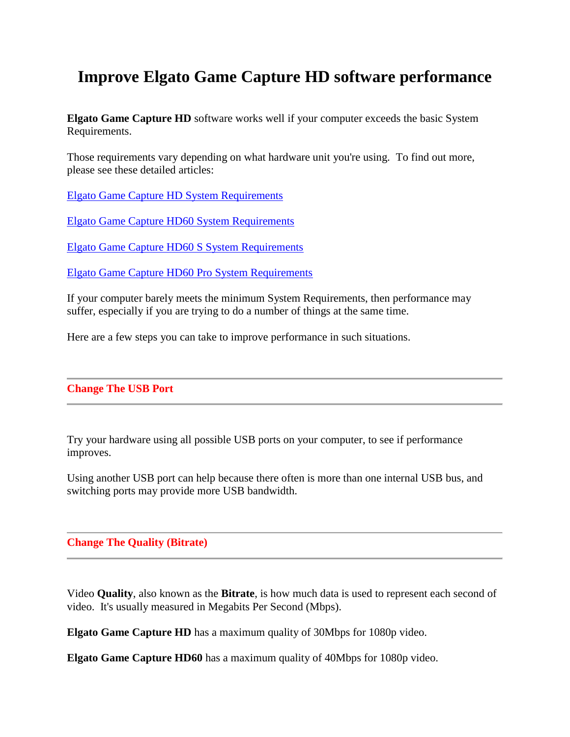# Improve Elgato Game Capture HD software performance

**Elgato Game Capture HD** software works well if your computer exceeds the basic System Requirements.

Those requirements vary depending on what hardware unit you're using. To find out more, please see these detailed articles:

Elgato Game Capture HD System Requirements

Elgato Game Capture HD60 System Requirements

Elgato Game Capture HD60 S System Requirements

Elgato Game Capture HD60 Pro System Requirements

If your computer barely meets the minimum System Requirements, then performance may suffer, especially if you are trying to do a number of things at the same time.

Here are a few steps you can take to improve performance in such situations.

---

## Change The USB Port

---

Try your hardware using all possible USB ports on your computer, to see if performance improves.

Using another USB port can help because there often is more than one internal USB bus, and switching ports may provide more USB bandwidth.

---

## Change The Quality (Bitrate)

---

Video **Quality**, also known as the **Bitrate**, is how much data is used to represent each second of video. It's usually measured in Megabits Per Second (Mbps).

**Elgato Game Capture HD** has a maximum quality of 30Mbps for 1080p video.

**Elgato Game Capture HD60** has a maximum quality of 40Mbps for 1080p video.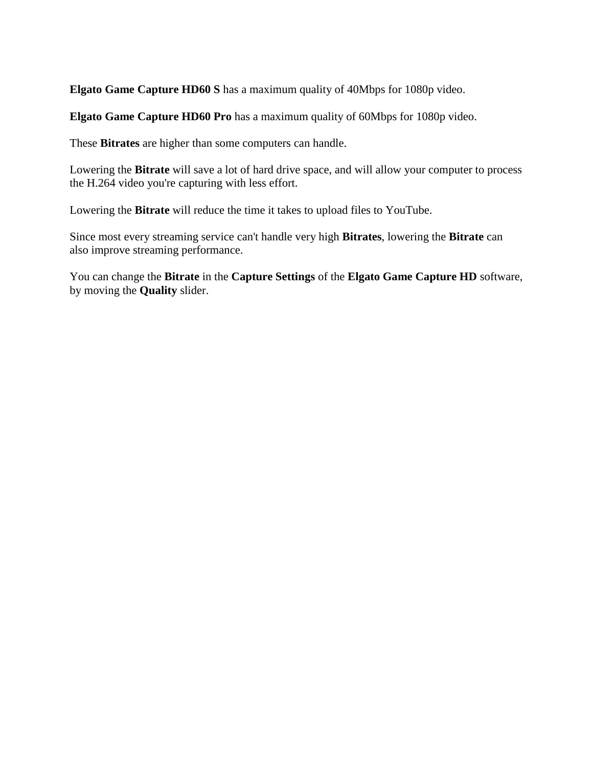**Elgato Game Capture HD60 S** has a maximum quality of 40Mbps for 1080p video.

**Elgato Game Capture HD60 Pro** has a maximum quality of 60Mbps for 1080p video.

These **Bitrates** are higher than some computers can handle.

Lowering the **Bitrate** will save a lot of hard drive space, and will allow your computer to process the H.264 video you're capturing with less effort.

Lowering the **Bitrate** will reduce the time it takes to upload files to YouTube.

Since most every streaming service can't handle very high **Bitrates**, lowering the **Bitrate** can also improve streaming performance.

You can change the **Bitrate** in the **Capture Settings** of the **Elgato Game Capture HD** software, by moving the **Quality** slider.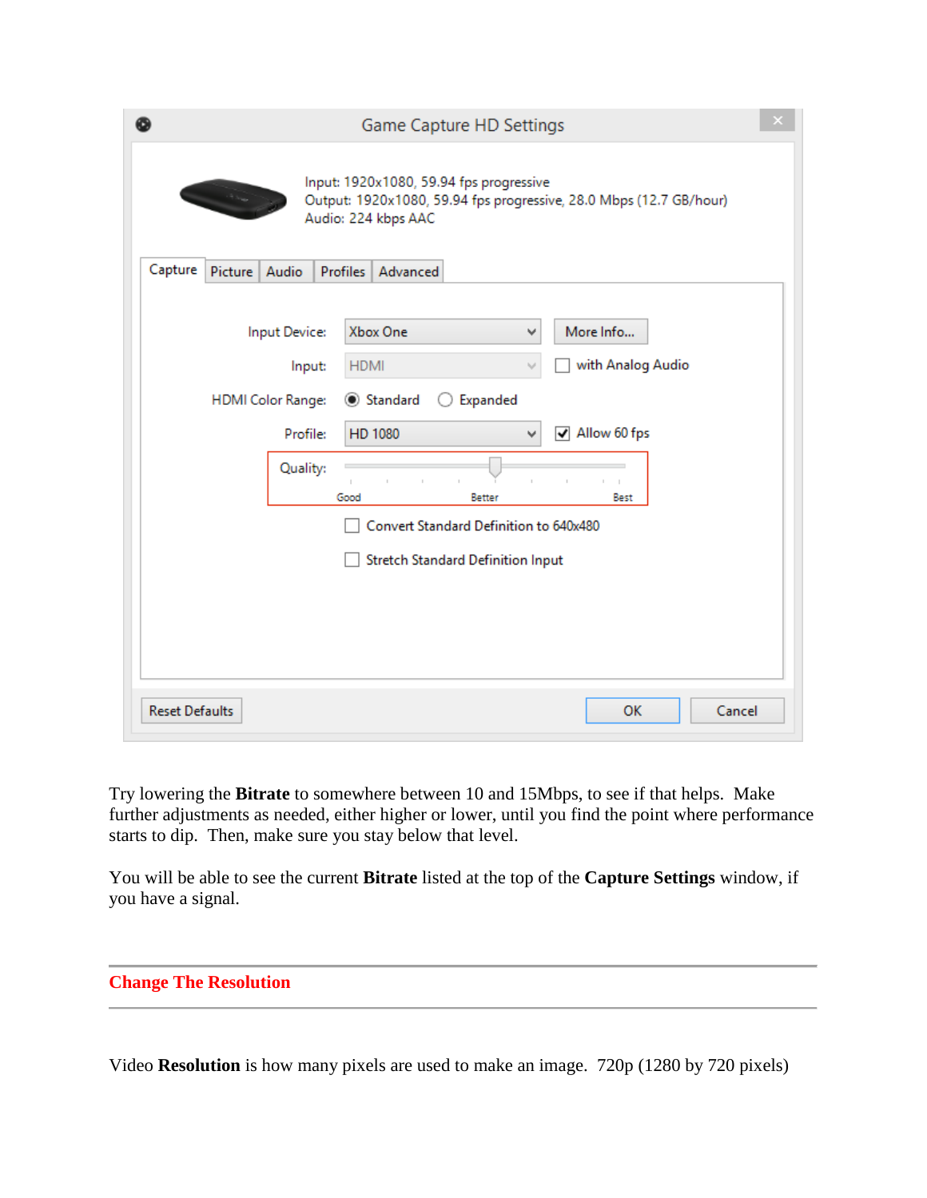Try lowering the **Bitrate** to somewhere between 10 and 15Mbps, to see if that helps. Make further adjustments as needed, either higher or lower, until you find the point where performance starts to dip. Then, make sure you stay below that level.

You will be able to see the current **Bitrate** listed at the top of the **Capture Settings** window, if you have a signal.

---

## Change The Resolution

---

Video **Resolution** is how many pixels are used to make an image. 720p (1280 by 720 pixels)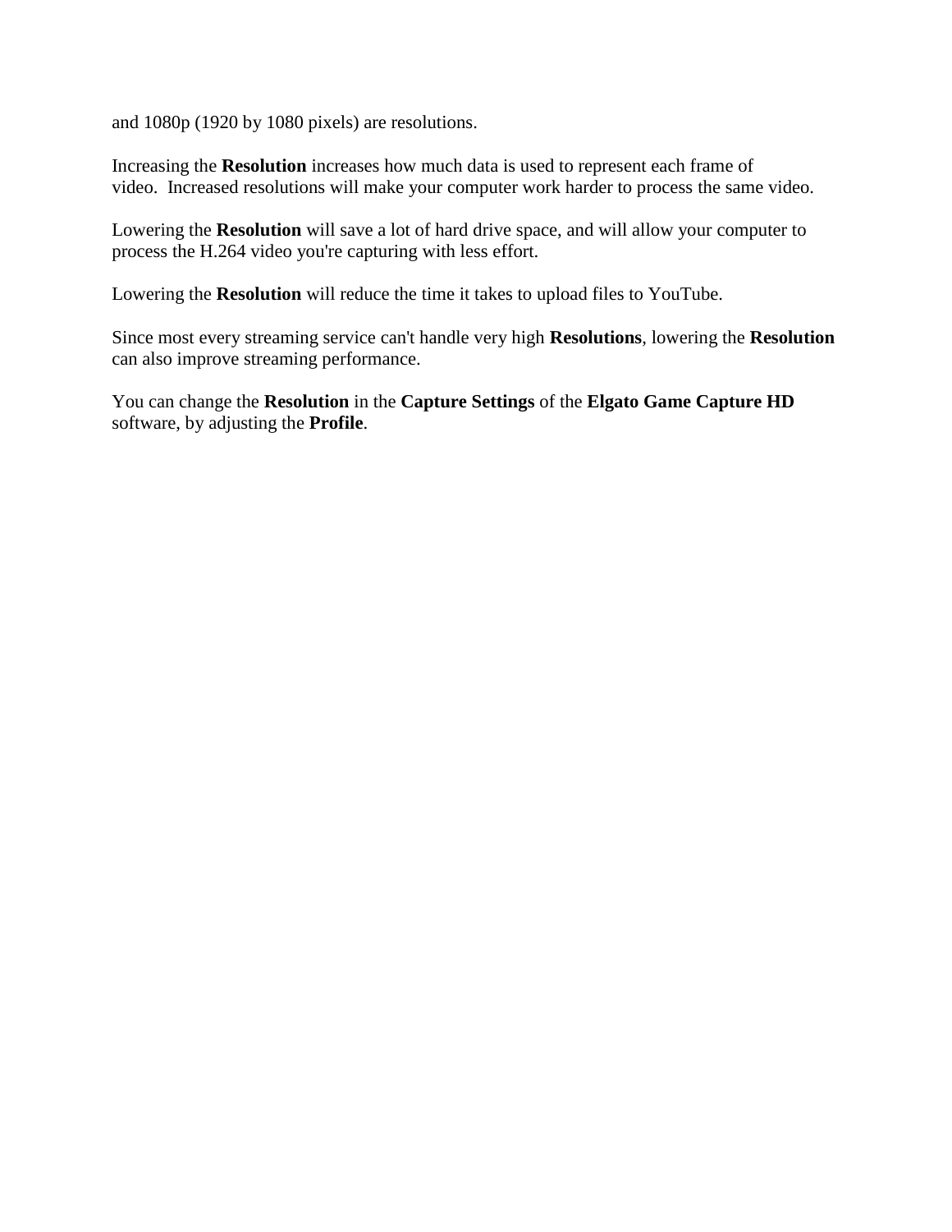and 1080p (1920 by 1080 pixels) are resolutions.

Increasing the **Resolution** increases how much data is used to represent each frame of video.  Increased resolutions will make your computer work harder to process the same video.

Lowering the **Resolution** will save a lot of hard drive space, and will allow your computer to process the H.264 video you're capturing with less effort.

Lowering the **Resolution** will reduce the time it takes to upload files to YouTube.

Since most every streaming service can't handle very high **Resolutions**, lowering the **Resolution** can also improve streaming performance.

You can change the **Resolution** in the **Capture Settings** of the **Elgato Game Capture HD** software, by adjusting the **Profile**.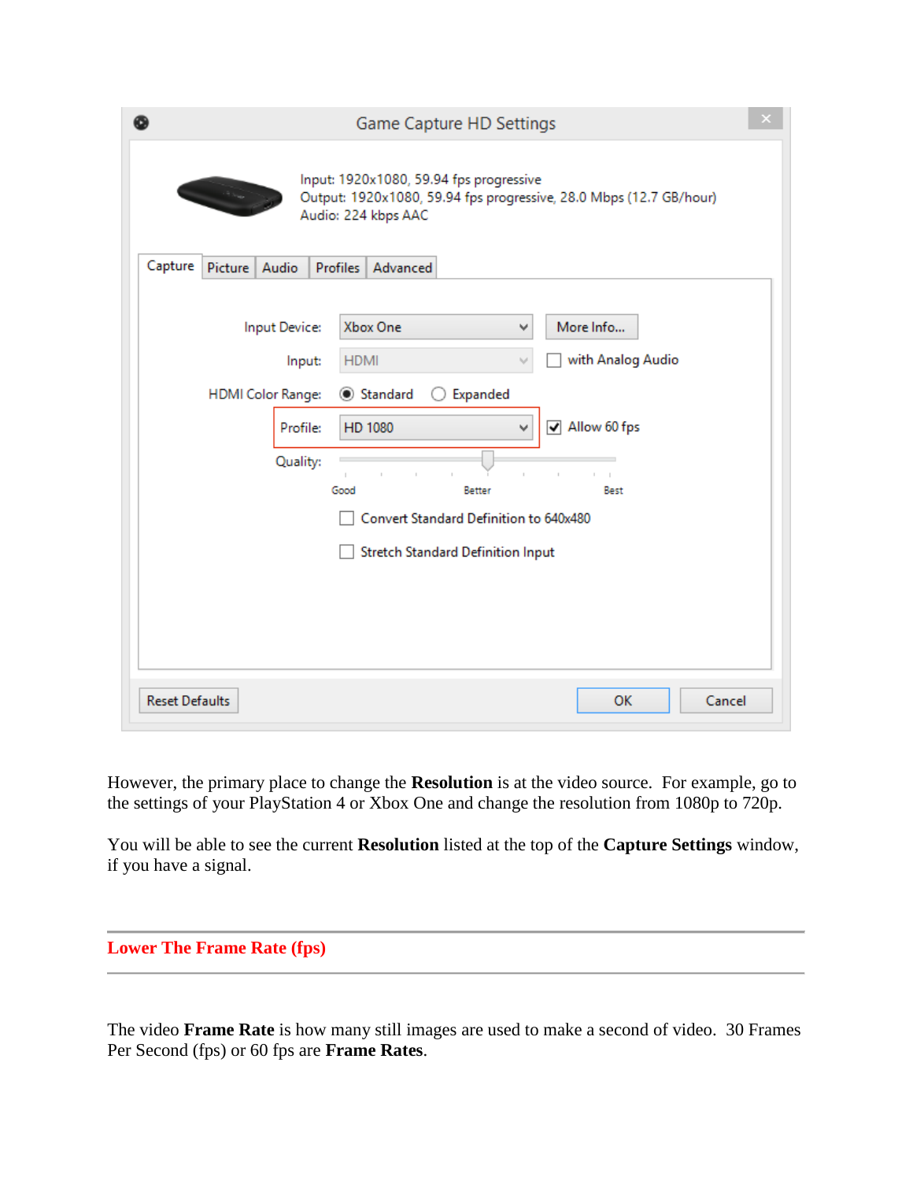However, the primary place to change the **Resolution** is at the video source. For example, go to the settings of your PlayStation 4 or Xbox One and change the resolution from 1080p to 720p.

You will be able to see the current **Resolution** listed at the top of the **Capture Settings** window, if you have a signal.

---

## Lower The Frame Rate (fps)

---

The video **Frame Rate** is how many still images are used to make a second of video. 30 Frames Per Second (fps) or 60 fps are **Frame Rates**.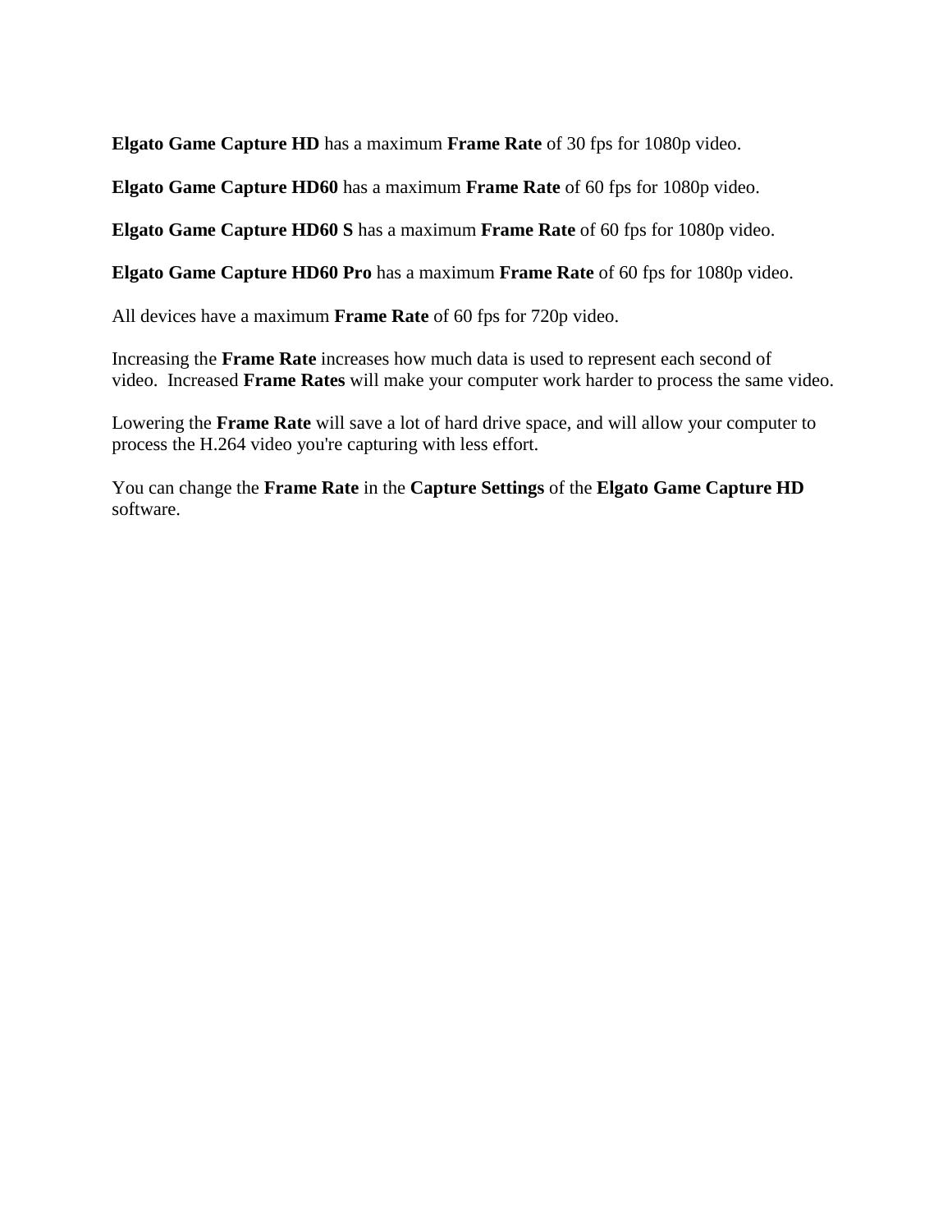**Elgato Game Capture HD** has a maximum **Frame Rate** of 30 fps for 1080p video.

**Elgato Game Capture HD60** has a maximum **Frame Rate** of 60 fps for 1080p video.

**Elgato Game Capture HD60 S** has a maximum **Frame Rate** of 60 fps for 1080p video.

**Elgato Game Capture HD60 Pro** has a maximum **Frame Rate** of 60 fps for 1080p video.

All devices have a maximum **Frame Rate** of 60 fps for 720p video.

Increasing the **Frame Rate** increases how much data is used to represent each second of video. Increased **Frame Rates** will make your computer work harder to process the same video.

Lowering the **Frame Rate** will save a lot of hard drive space, and will allow your computer to process the H.264 video you're capturing with less effort.

You can change the **Frame Rate** in the **Capture Settings** of the **Elgato Game Capture HD** software.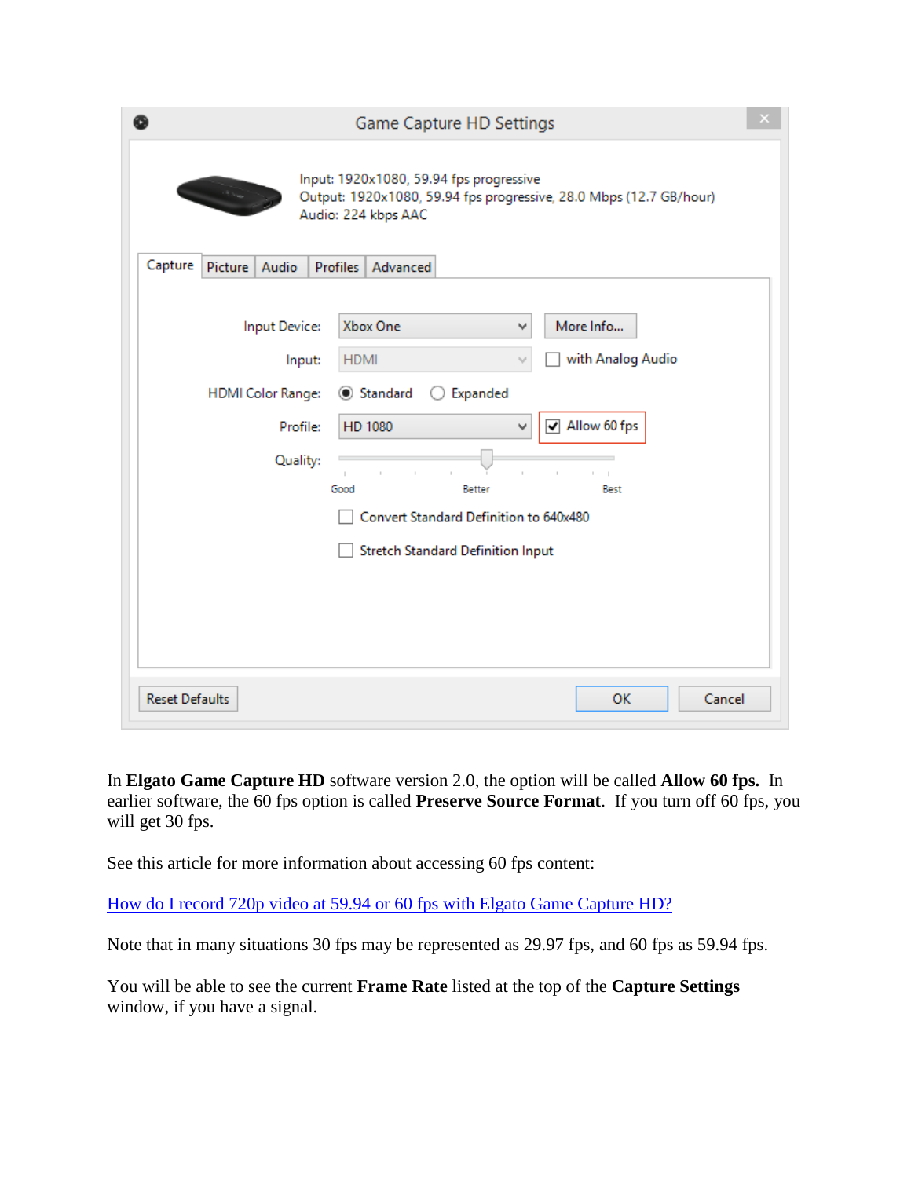In **Elgato Game Capture HD** software version 2.0, the option will be called **Allow 60 fps.** In earlier software, the 60 fps option is called **Preserve Source Format**. If you turn off 60 fps, you will get 30 fps.

See this article for more information about accessing 60 fps content:

How do I record 720p video at 59.94 or 60 fps with Elgato Game Capture HD?

Note that in many situations 30 fps may be represented as 29.97 fps, and 60 fps as 59.94 fps.

You will be able to see the current **Frame Rate** listed at the top of the **Capture Settings** window, if you have a signal.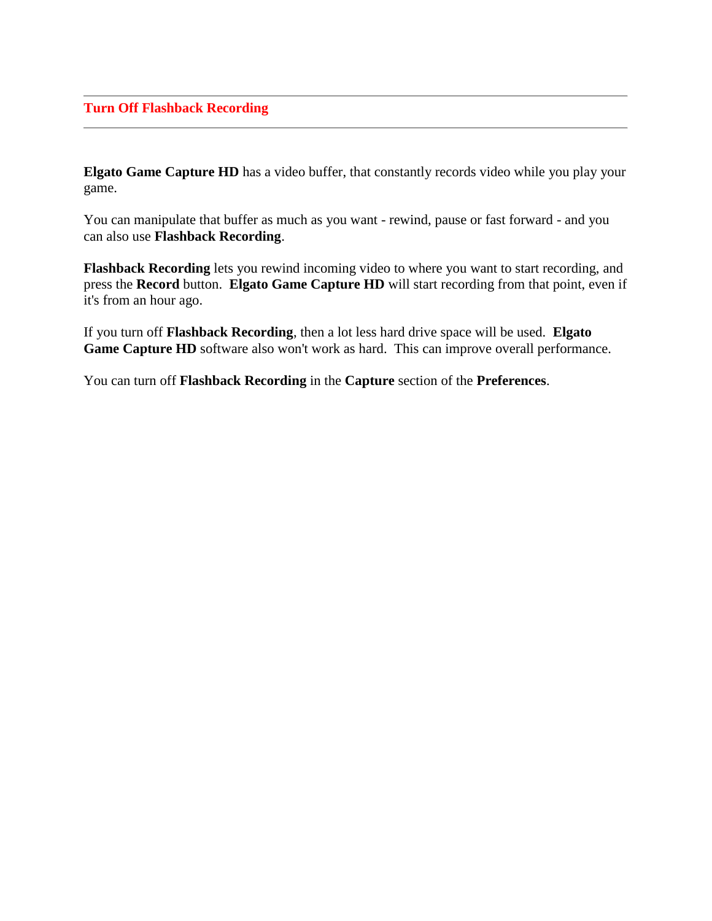## Turn Off Flashback Recording

**Elgato Game Capture HD** has a video buffer, that constantly records video while you play your game.

You can manipulate that buffer as much as you want - rewind, pause or fast forward - and you can also use **Flashback Recording**.

**Flashback Recording** lets you rewind incoming video to where you want to start recording, and press the **Record** button. **Elgato Game Capture HD** will start recording from that point, even if it's from an hour ago.

If you turn off **Flashback Recording**, then a lot less hard drive space will be used. **Elgato Game Capture HD** software also won't work as hard. This can improve overall performance.

You can turn off **Flashback Recording** in the **Capture** section of the **Preferences**.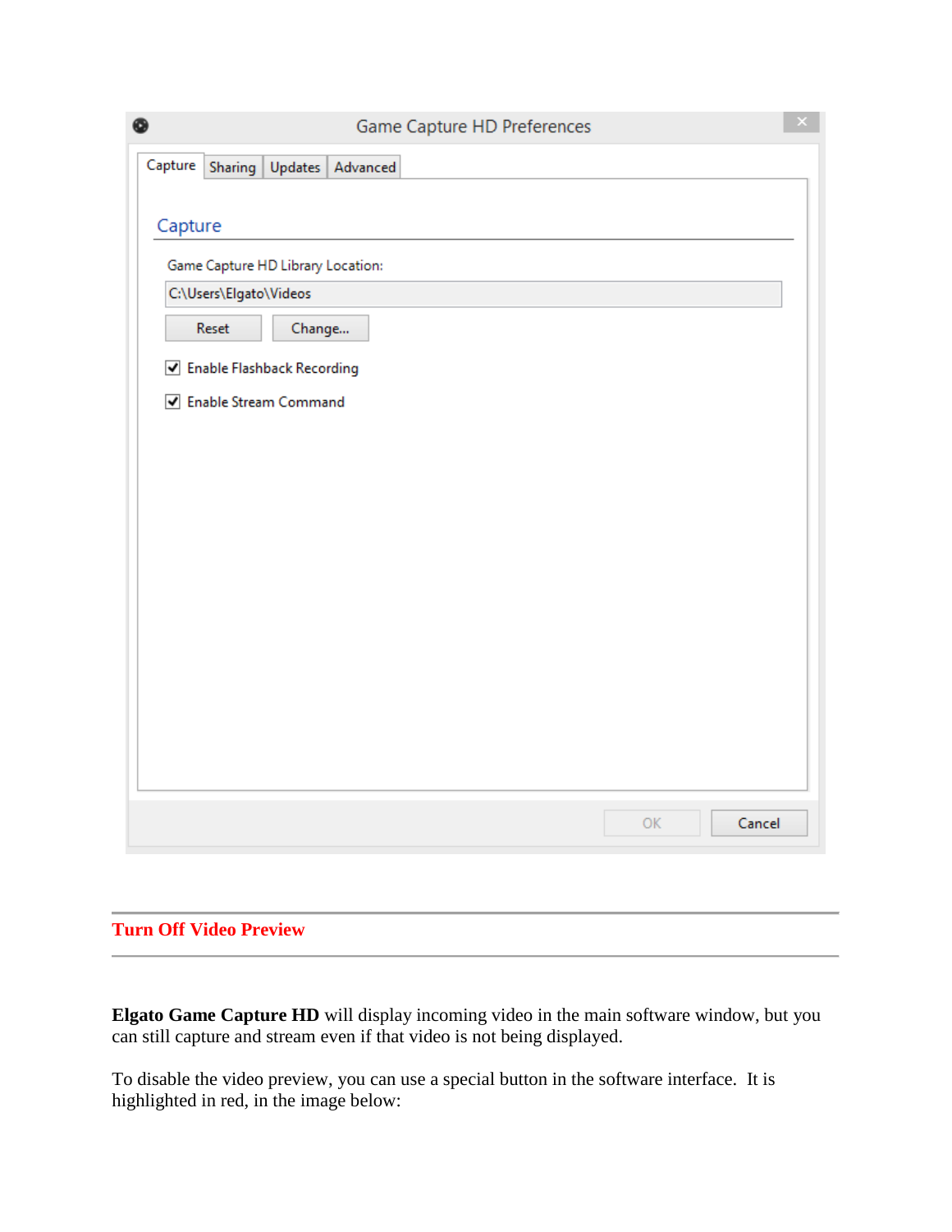Game Capture HD Preferences

Capture | Sharing | Updates | Advanced

Capture

Game Capture HD Library Location:

C:\Users\Elgato\Videos

Reset | Change...

☑ Enable Flashback Recording

☑ Enable Stream Command

OK | Cancel

## Turn Off Video Preview

**Elgato Game Capture HD** will display incoming video in the main software window, but you can still capture and stream even if that video is not being displayed.

To disable the video preview, you can use a special button in the software interface. It is highlighted in red, in the image below: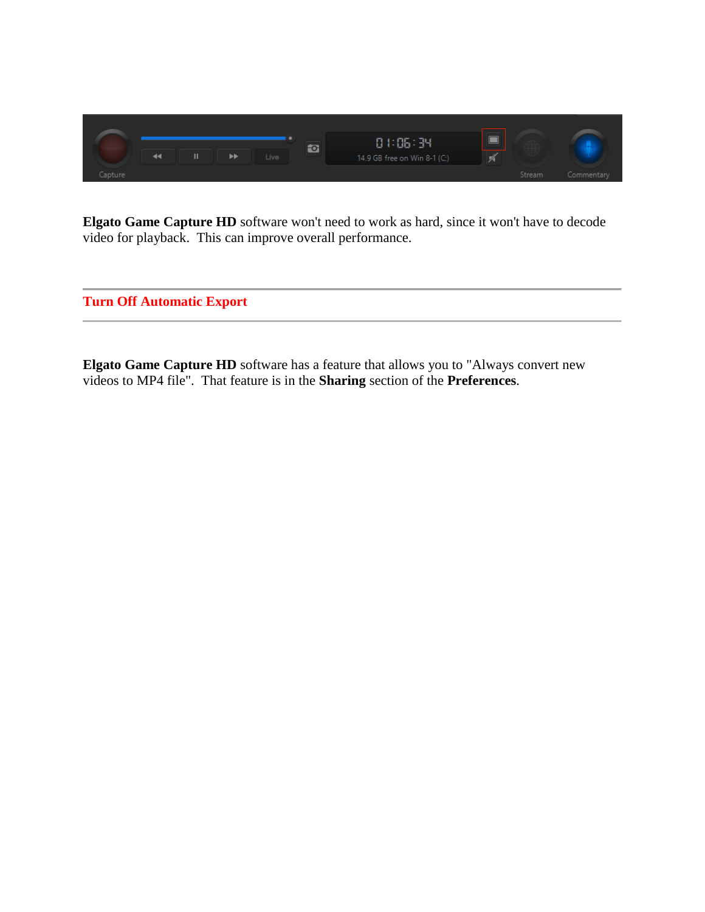**Elgato Game Capture HD** software won't need to work as hard, since it won't have to decode video for playback. This can improve overall performance.

## Turn Off Automatic Export

**Elgato Game Capture HD** software has a feature that allows you to "Always convert new videos to MP4 file". That feature is in the **Sharing** section of the **Preferences**.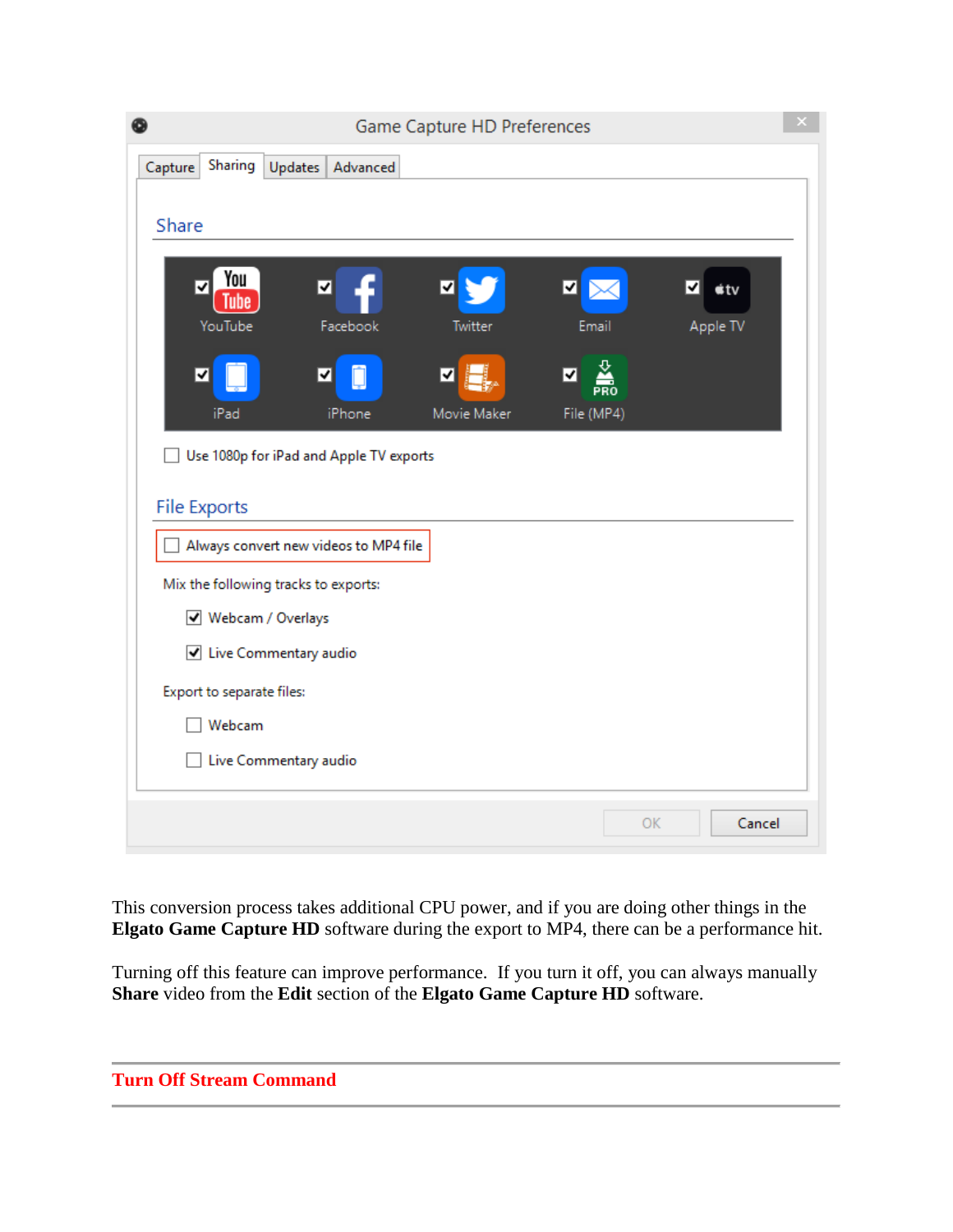This conversion process takes additional CPU power, and if you are doing other things in the **Elgato Game Capture HD** software during the export to MP4, there can be a performance hit.

Turning off this feature can improve performance. If you turn it off, you can always manually **Share** video from the **Edit** section of the **Elgato Game Capture HD** software.

## Turn Off Stream Command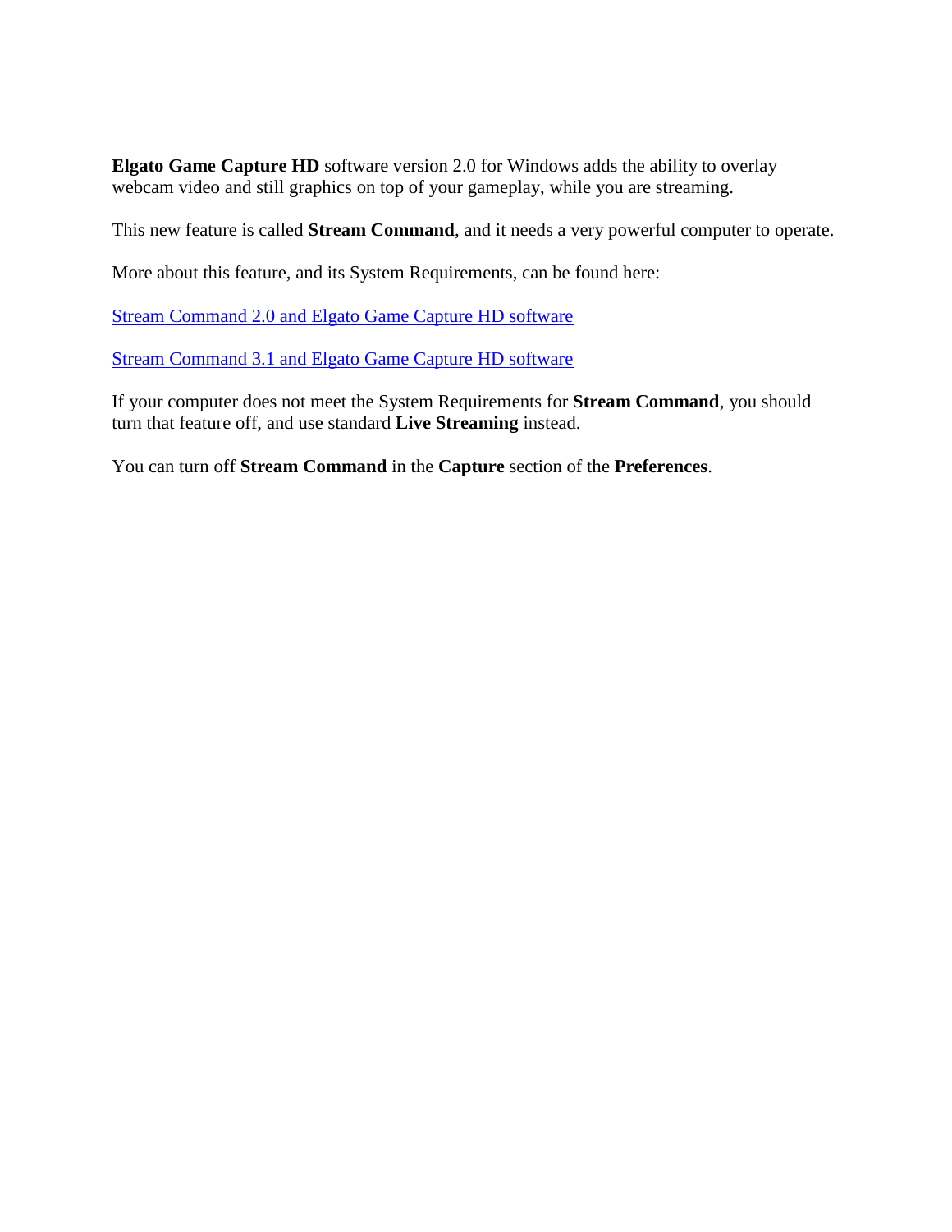**Elgato Game Capture HD** software version 2.0 for Windows adds the ability to overlay webcam video and still graphics on top of your gameplay, while you are streaming.

This new feature is called **Stream Command**, and it needs a very powerful computer to operate.

More about this feature, and its System Requirements, can be found here:

Stream Command 2.0 and Elgato Game Capture HD software

Stream Command 3.1 and Elgato Game Capture HD software

If your computer does not meet the System Requirements for **Stream Command**, you should turn that feature off, and use standard **Live Streaming** instead.

You can turn off **Stream Command** in the **Capture** section of the **Preferences**.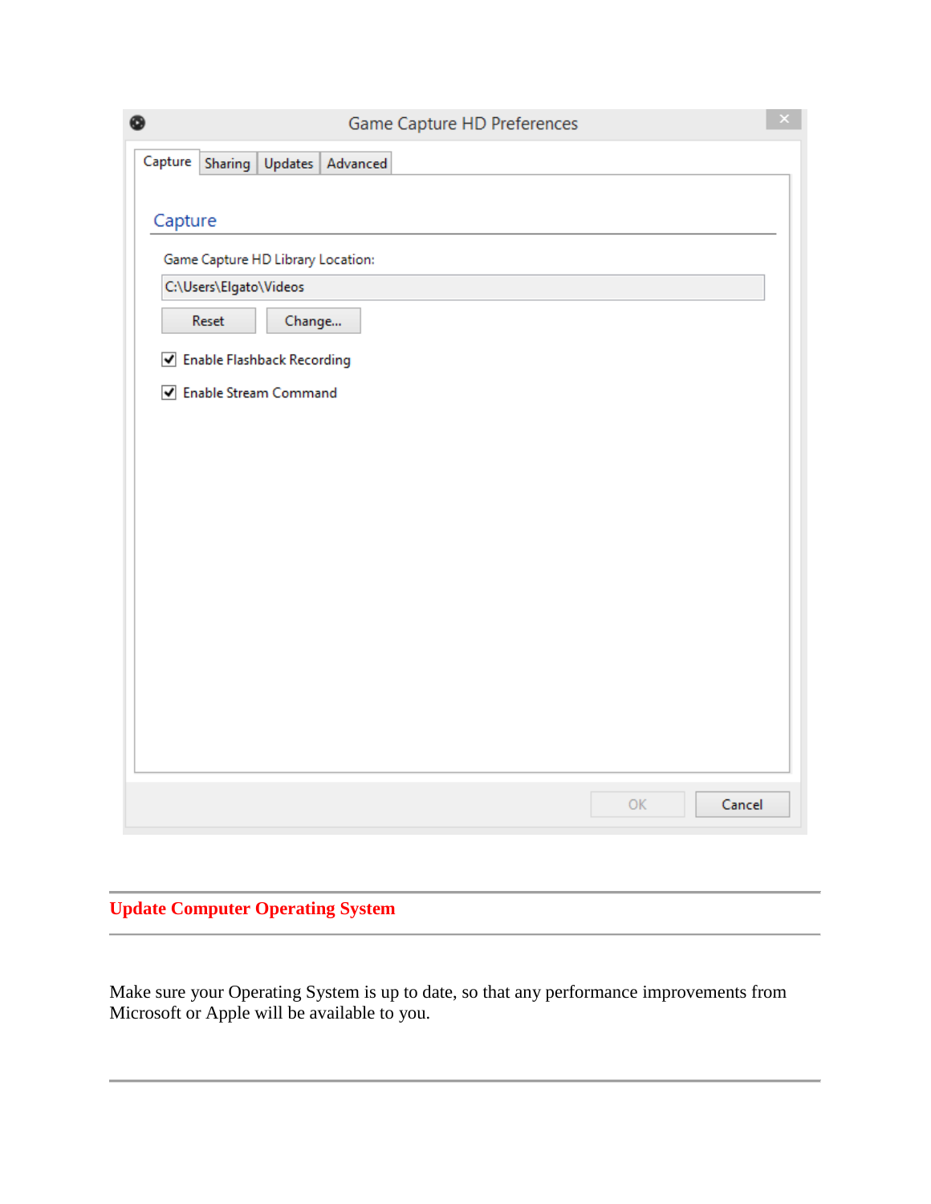Game Capture HD Preferences

Capture | Sharing | Updates | Advanced

Capture

Game Capture HD Library Location:

C:\Users\Elgato\Videos

Reset | Change...

☑ Enable Flashback Recording

☑ Enable Stream Command

OK | Cancel

## Update Computer Operating System

Make sure your Operating System is up to date, so that any performance improvements from Microsoft or Apple will be available to you.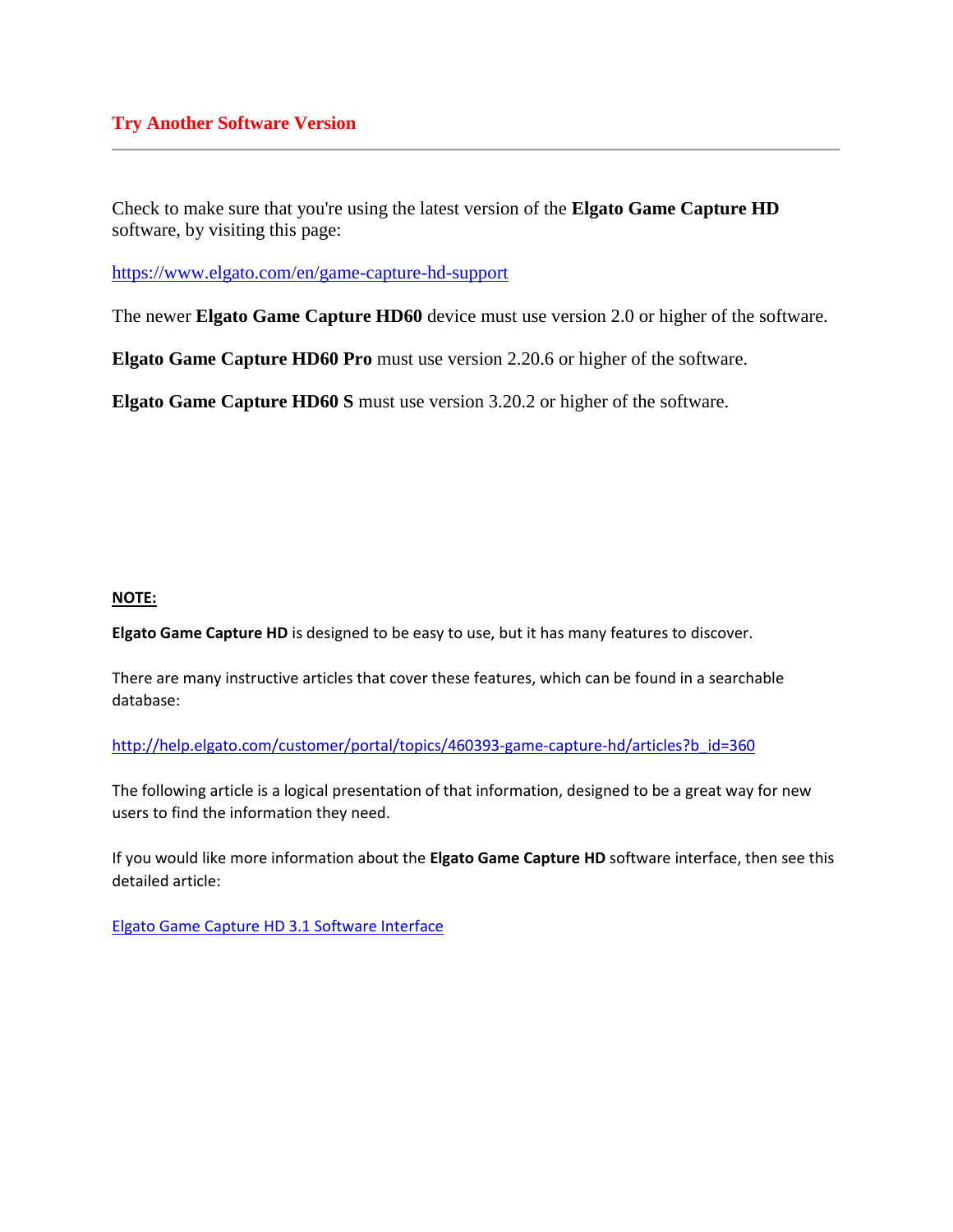## Try Another Software Version

---

Check to make sure that you're using the latest version of the **Elgato Game Capture HD** software, by visiting this page:

[https://www.elgato.com/en/game-capture-hd-support](https://www.elgato.com/en/game-capture-hd-support)

The newer **Elgato Game Capture HD60** device must use version 2.0 or higher of the software.

**Elgato Game Capture HD60 Pro** must use version 2.20.6 or higher of the software.

**Elgato Game Capture HD60 S** must use version 3.20.2 or higher of the software.

**NOTE:**

**Elgato Game Capture HD** is designed to be easy to use, but it has many features to discover.

There are many instructive articles that cover these features, which can be found in a searchable database:

[http://help.elgato.com/customer/portal/topics/460393-game-capture-hd/articles?b_id=360](http://help.elgato.com/customer/portal/topics/460393-game-capture-hd/articles?b_id=360)

The following article is a logical presentation of that information, designed to be a great way for new users to find the information they need.

If you would like more information about the **Elgato Game Capture HD** software interface, then see this detailed article:

Elgato Game Capture HD 3.1 Software Interface